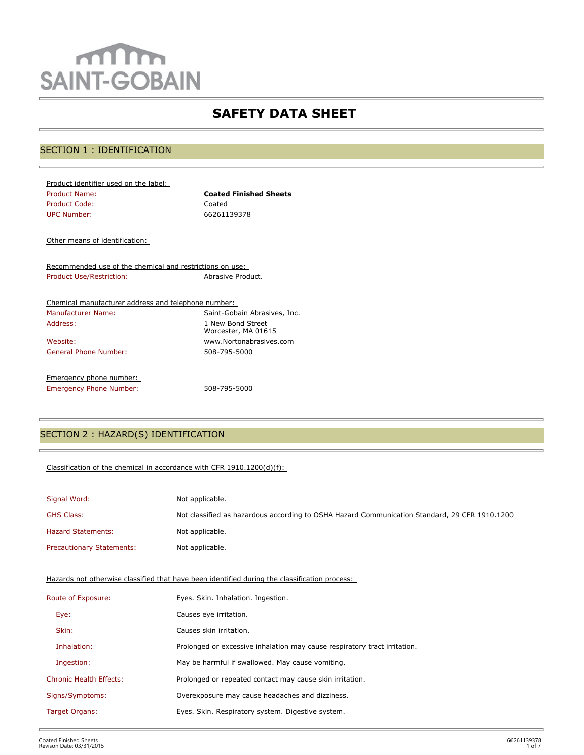SAINT-GOBAIN

# SAFETY DATA SHEET

## SECTION 1 : IDENTIFICATION

Product identifier used on the label:

| | |
|---|---|
| Product Name: | **Coated Finished Sheets** |
| Product Code: | Coated |
| UPC Number: | 66261139378 |

Other means of identification:

Recommended use of the chemical and restrictions on use:

| | |
|---|---|
| Product Use/Restriction: | Abrasive Product. |

Chemical manufacturer address and telephone number:

| | |
|---|---|
| Manufacturer Name: | Saint-Gobain Abrasives, Inc. |
| Address: | 1 New Bond Street<br>Worcester, MA 01615 |
| Website: | www.Nortonabrasives.com |
| General Phone Number: | 508-795-5000 |

Emergency phone number:

| | |
|---|---|
| Emergency Phone Number: | 508-795-5000 |

## SECTION 2 : HAZARD(S) IDENTIFICATION

Classification of the chemical in accordance with CFR 1910.1200(d)(f):

| | |
|---|---|
| Signal Word: | Not applicable. |
| GHS Class: | Not classified as hazardous according to OSHA Hazard Communication Standard, 29 CFR 1910.1200 |
| Hazard Statements: | Not applicable. |
| Precautionary Statements: | Not applicable. |

Hazards not otherwise classified that have been identified during the classification process:

| | |
|---|---|
| Route of Exposure: | Eyes. Skin. Inhalation. Ingestion. |
| Eye: | Causes eye irritation. |
| Skin: | Causes skin irritation. |
| Inhalation: | Prolonged or excessive inhalation may cause respiratory tract irritation. |
| Ingestion: | May be harmful if swallowed. May cause vomiting. |
| Chronic Health Effects: | Prolonged or repeated contact may cause skin irritation. |
| Signs/Symptoms: | Overexposure may cause headaches and dizziness. |
| Target Organs: | Eyes. Skin. Respiratory system. Digestive system. |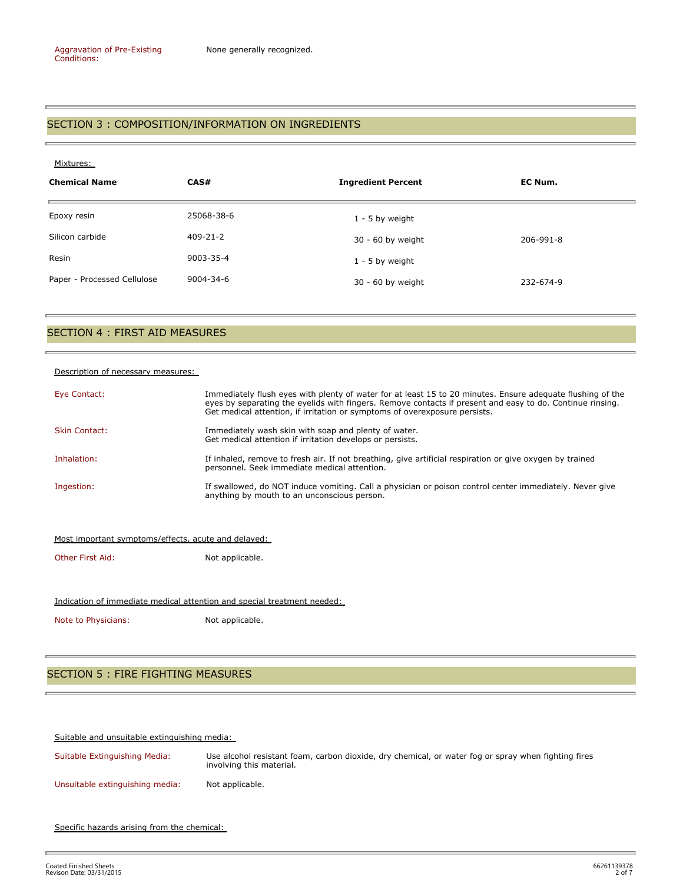Aggravation of Pre-Existing Conditions: None generally recognized.

## SECTION 3 : COMPOSITION/INFORMATION ON INGREDIENTS

Mixtures:

| Chemical Name | CAS# | Ingredient Percent | EC Num. |
|---|---|---|---|
| Epoxy resin | 25068-38-6 | 1 - 5 by weight | |
| Silicon carbide | 409-21-2 | 30 - 60 by weight | 206-991-8 |
| Resin | 9003-35-4 | 1 - 5 by weight | |
| Paper - Processed Cellulose | 9004-34-6 | 30 - 60 by weight | 232-674-9 |

## SECTION 4 : FIRST AID MEASURES

Description of necessary measures:

Eye Contact: Immediately flush eyes with plenty of water for at least 15 to 20 minutes. Ensure adequate flushing of the eyes by separating the eyelids with fingers. Remove contacts if present and easy to do. Continue rinsing. Get medical attention, if irritation or symptoms of overexposure persists.

Skin Contact: Immediately wash skin with soap and plenty of water. Get medical attention if irritation develops or persists.

Inhalation: If inhaled, remove to fresh air. If not breathing, give artificial respiration or give oxygen by trained personnel. Seek immediate medical attention.

Ingestion: If swallowed, do NOT induce vomiting. Call a physician or poison control center immediately. Never give anything by mouth to an unconscious person.

Most important symptoms/effects, acute and delayed:

Other First Aid: Not applicable.

Indication of immediate medical attention and special treatment needed:

Note to Physicians: Not applicable.

## SECTION 5 : FIRE FIGHTING MEASURES

Suitable and unsuitable extinguishing media:

Suitable Extinguishing Media: Use alcohol resistant foam, carbon dioxide, dry chemical, or water fog or spray when fighting fires involving this material.

Unsuitable extinguishing media: Not applicable.

Specific hazards arising from the chemical: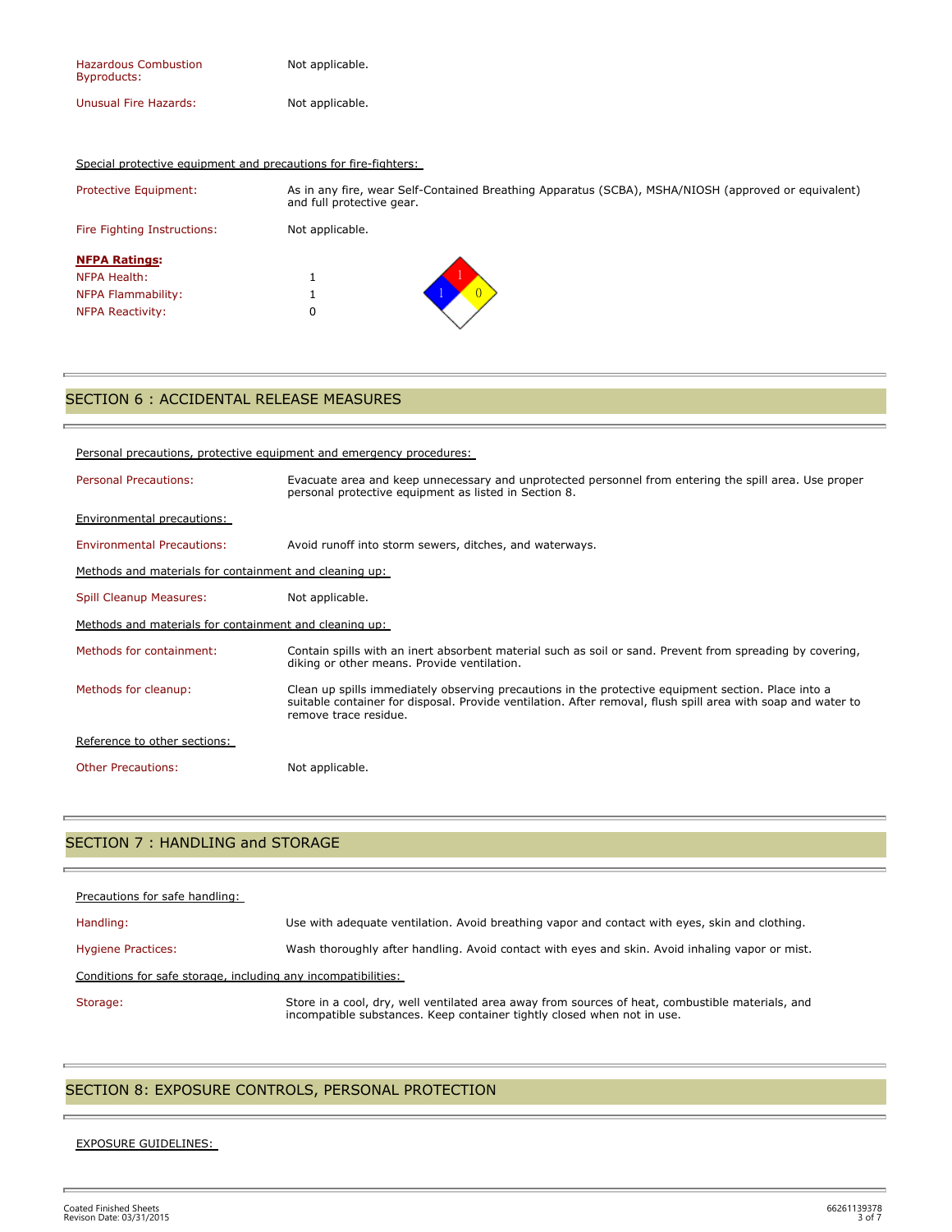| | |
|---|---|
| Hazardous Combustion Byproducts: | Not applicable. |
| Unusual Fire Hazards: | Not applicable. |

Special protective equipment and precautions for fire-fighters:

| | |
|---|---|
| Protective Equipment: | As in any fire, wear Self-Contained Breathing Apparatus (SCBA), MSHA/NIOSH (approved or equivalent) and full protective gear. |
| Fire Fighting Instructions: | Not applicable. |

**NFPA Ratings:**

| | |
|---|---|
| NFPA Health: | 1 |
| NFPA Flammability: | 1 |
| NFPA Reactivity: | 0 |

## SECTION 6 : ACCIDENTAL RELEASE MEASURES

Personal precautions, protective equipment and emergency procedures:

| | |
|---|---|
| Personal Precautions: | Evacuate area and keep unnecessary and unprotected personnel from entering the spill area. Use proper personal protective equipment as listed in Section 8. |

Environmental precautions:

| | |
|---|---|
| Environmental Precautions: | Avoid runoff into storm sewers, ditches, and waterways. |

Methods and materials for containment and cleaning up:

| | |
|---|---|
| Spill Cleanup Measures: | Not applicable. |

Methods and materials for containment and cleaning up:

| | |
|---|---|
| Methods for containment: | Contain spills with an inert absorbent material such as soil or sand. Prevent from spreading by covering, diking or other means. Provide ventilation. |
| Methods for cleanup: | Clean up spills immediately observing precautions in the protective equipment section. Place into a suitable container for disposal. Provide ventilation. After removal, flush spill area with soap and water to remove trace residue. |

Reference to other sections:

| | |
|---|---|
| Other Precautions: | Not applicable. |

## SECTION 7 : HANDLING and STORAGE

Precautions for safe handling:

| | |
|---|---|
| Handling: | Use with adequate ventilation. Avoid breathing vapor and contact with eyes, skin and clothing. |
| Hygiene Practices: | Wash thoroughly after handling. Avoid contact with eyes and skin. Avoid inhaling vapor or mist. |

Conditions for safe storage, including any incompatibilities:

| | |
|---|---|
| Storage: | Store in a cool, dry, well ventilated area away from sources of heat, combustible materials, and incompatible substances. Keep container tightly closed when not in use. |

## SECTION 8: EXPOSURE CONTROLS, PERSONAL PROTECTION

EXPOSURE GUIDELINES: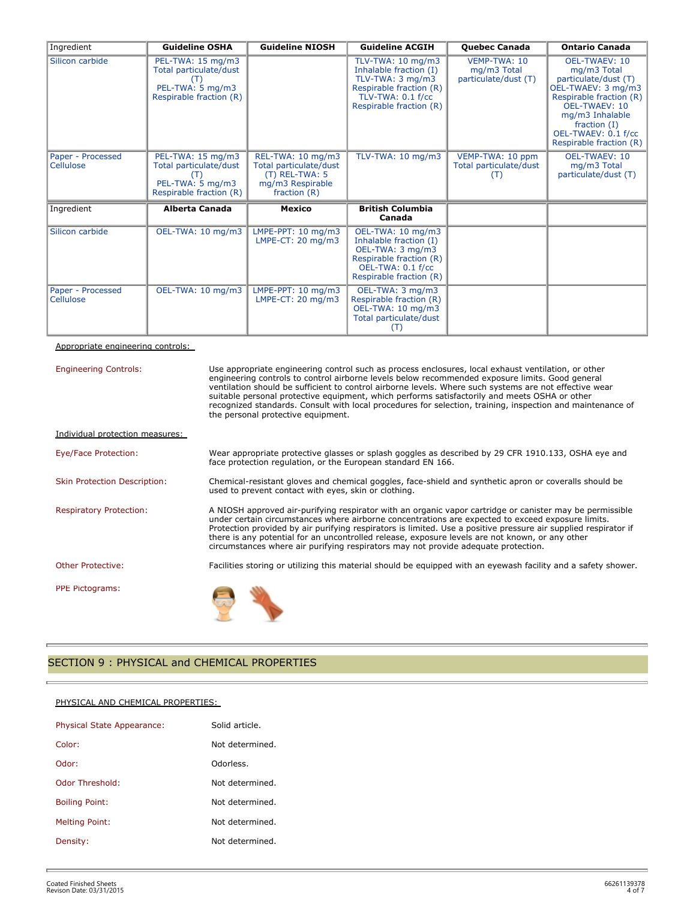| Ingredient | Guideline OSHA | Guideline NIOSH | Guideline ACGIH | Quebec Canada | Ontario Canada |
| --- | --- | --- | --- | --- | --- |
| Silicon carbide | PEL-TWA: 15 mg/m3 Total particulate/dust (T) PEL-TWA: 5 mg/m3 Respirable fraction (R) | | TLV-TWA: 10 mg/m3 Inhalable fraction (I) TLV-TWA: 3 mg/m3 Respirable fraction (R) TLV-TWA: 0.1 f/cc Respirable fraction (R) | VEMP-TWA: 10 mg/m3 Total particulate/dust (T) | OEL-TWAEV: 10 mg/m3 Total particulate/dust (T) OEL-TWAEV: 3 mg/m3 Respirable fraction (R) OEL-TWAEV: 10 mg/m3 Inhalable fraction (I) OEL-TWAEV: 0.1 f/cc Respirable fraction (R) |
| Paper - Processed Cellulose | PEL-TWA: 15 mg/m3 Total particulate/dust (T) PEL-TWA: 5 mg/m3 Respirable fraction (R) | REL-TWA: 10 mg/m3 Total particulate/dust (T) REL-TWA: 5 mg/m3 Respirable fraction (R) | TLV-TWA: 10 mg/m3 | VEMP-TWA: 10 ppm Total particulate/dust (T) | OEL-TWAEV: 10 mg/m3 Total particulate/dust (T) |

| Ingredient | Alberta Canada | Mexico | British Columbia Canada | | |
| --- | --- | --- | --- | --- | --- |
| Silicon carbide | OEL-TWA: 10 mg/m3 | LMPE-PPT: 10 mg/m3 LMPE-CT: 20 mg/m3 | OEL-TWA: 10 mg/m3 Inhalable fraction (I) OEL-TWA: 3 mg/m3 Respirable fraction (R) OEL-TWA: 0.1 f/cc Respirable fraction (R) | | |
| Paper - Processed Cellulose | OEL-TWA: 10 mg/m3 | LMPE-PPT: 10 mg/m3 LMPE-CT: 20 mg/m3 | OEL-TWA: 3 mg/m3 Respirable fraction (R) OEL-TWA: 10 mg/m3 Total particulate/dust (T) | | |

Appropriate engineering controls:

Engineering Controls: Use appropriate engineering control such as process enclosures, local exhaust ventilation, or other engineering controls to control airborne levels below recommended exposure limits. Good general ventilation should be sufficient to control airborne levels. Where such systems are not effective wear suitable personal protective equipment, which performs satisfactorily and meets OSHA or other recognized standards. Consult with local procedures for selection, training, inspection and maintenance of the personal protective equipment.

Individual protection measures:

Eye/Face Protection: Wear appropriate protective glasses or splash goggles as described by 29 CFR 1910.133, OSHA eye and face protection regulation, or the European standard EN 166.

Skin Protection Description: Chemical-resistant gloves and chemical goggles, face-shield and synthetic apron or coveralls should be used to prevent contact with eyes, skin or clothing.

Respiratory Protection: A NIOSH approved air-purifying respirator with an organic vapor cartridge or canister may be permissible under certain circumstances where airborne concentrations are expected to exceed exposure limits. Protection provided by air purifying respirators is limited. Use a positive pressure air supplied respirator if there is any potential for an uncontrolled release, exposure levels are not known, or any other circumstances where air purifying respirators may not provide adequate protection.

Other Protective: Facilities storing or utilizing this material should be equipped with an eyewash facility and a safety shower.

PPE Pictograms:

## SECTION 9 : PHYSICAL and CHEMICAL PROPERTIES

PHYSICAL AND CHEMICAL PROPERTIES:

Physical State Appearance: Solid article.

Color: Not determined.

Odor: Odorless.

Odor Threshold: Not determined.

Boiling Point: Not determined.

Melting Point: Not determined.

Density: Not determined.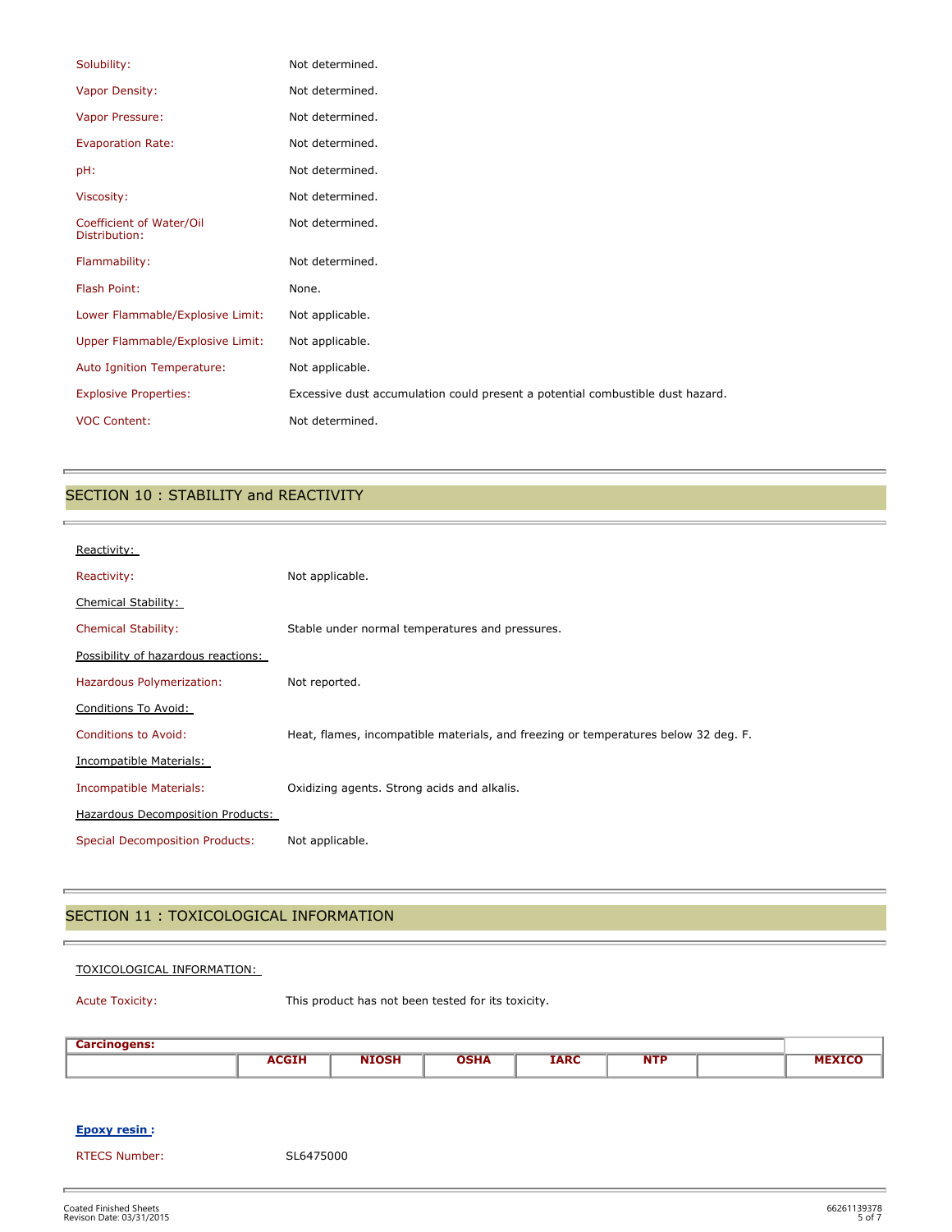| | |
|---|---|
| Solubility: | Not determined. |
| Vapor Density: | Not determined. |
| Vapor Pressure: | Not determined. |
| Evaporation Rate: | Not determined. |
| pH: | Not determined. |
| Viscosity: | Not determined. |
| Coefficient of Water/Oil Distribution: | Not determined. |
| Flammability: | Not determined. |
| Flash Point: | None. |
| Lower Flammable/Explosive Limit: | Not applicable. |
| Upper Flammable/Explosive Limit: | Not applicable. |
| Auto Ignition Temperature: | Not applicable. |
| Explosive Properties: | Excessive dust accumulation could present a potential combustible dust hazard. |
| VOC Content: | Not determined. |

## SECTION 10 : STABILITY and REACTIVITY

Reactivity:

Reactivity: Not applicable.

Chemical Stability:

Chemical Stability: Stable under normal temperatures and pressures.

Possibility of hazardous reactions:

Hazardous Polymerization: Not reported.

Conditions To Avoid:

Conditions to Avoid: Heat, flames, incompatible materials, and freezing or temperatures below 32 deg. F.

Incompatible Materials:

Incompatible Materials: Oxidizing agents. Strong acids and alkalis.

Hazardous Decomposition Products:

Special Decomposition Products: Not applicable.

## SECTION 11 : TOXICOLOGICAL INFORMATION

TOXICOLOGICAL INFORMATION:

Acute Toxicity: This product has not been tested for its toxicity.

| **Carcinogens:** | | | | | | | |
|---|---|---|---|---|---|---|---|
| | **ACGIH** | **NIOSH** | **OSHA** | **IARC** | **NTP** | | **MEXICO** |

**Epoxy resin :**

RTECS Number: SL6475000

Coated Finished Sheets
Revison Date: 03/31/2015

66261139378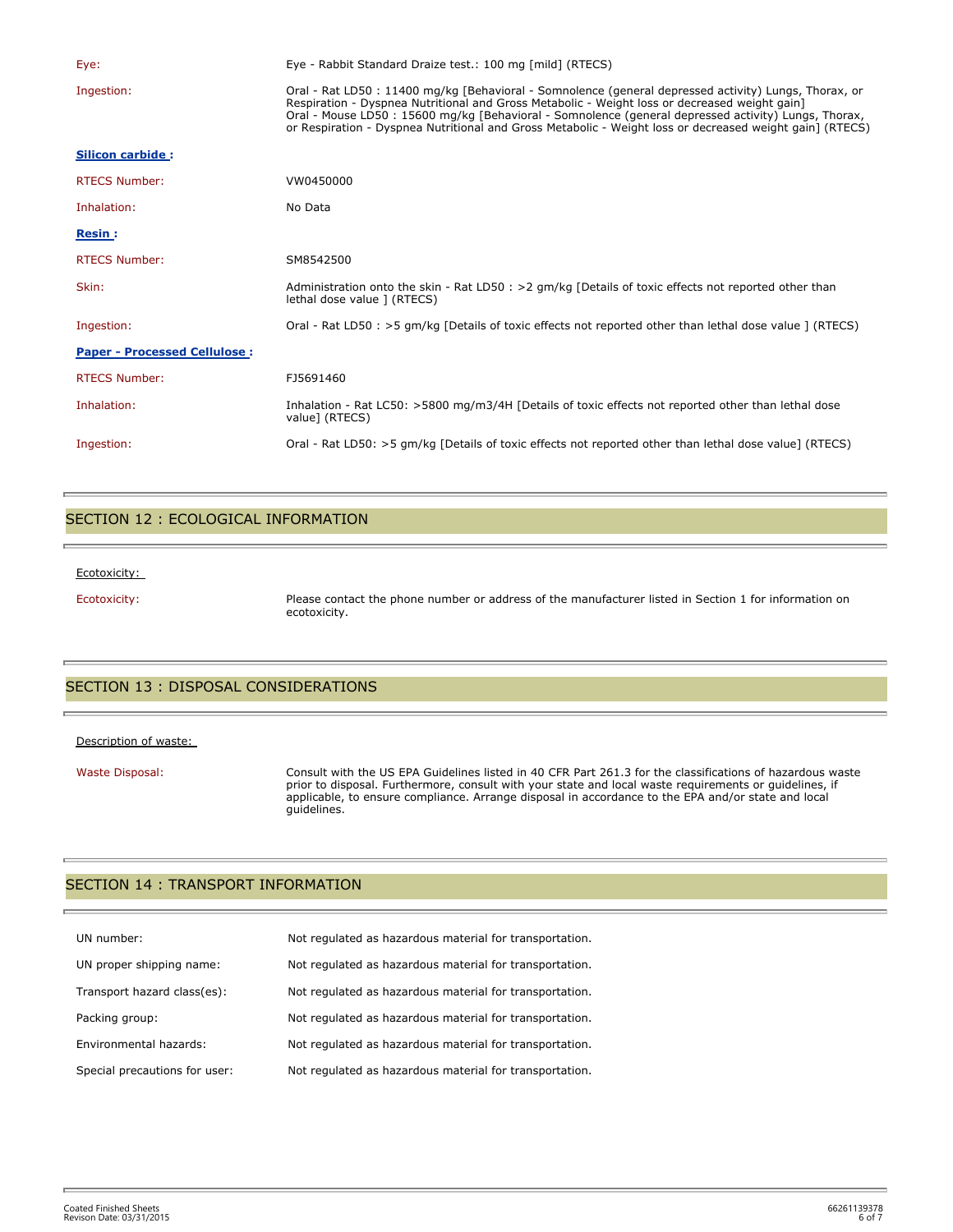Eye: Eye - Rabbit Standard Draize test.: 100 mg [mild] (RTECS)

Ingestion: Oral - Rat LD50 : 11400 mg/kg [Behavioral - Somnolence (general depressed activity) Lungs, Thorax, or Respiration - Dyspnea Nutritional and Gross Metabolic - Weight loss or decreased weight gain]
Oral - Mouse LD50 : 15600 mg/kg [Behavioral - Somnolence (general depressed activity) Lungs, Thorax, or Respiration - Dyspnea Nutritional and Gross Metabolic - Weight loss or decreased weight gain] (RTECS)

**Silicon carbide :**

RTECS Number: VW0450000

Inhalation: No Data

**Resin :**

RTECS Number: SM8542500

Skin: Administration onto the skin - Rat LD50 : >2 gm/kg [Details of toxic effects not reported other than lethal dose value ] (RTECS)

Ingestion: Oral - Rat LD50 : >5 gm/kg [Details of toxic effects not reported other than lethal dose value ] (RTECS)

**Paper - Processed Cellulose :**

RTECS Number: FJ5691460

Inhalation: Inhalation - Rat LC50: >5800 mg/m3/4H [Details of toxic effects not reported other than lethal dose value] (RTECS)

Ingestion: Oral - Rat LD50: >5 gm/kg [Details of toxic effects not reported other than lethal dose value] (RTECS)

## SECTION 12 : ECOLOGICAL INFORMATION

Ecotoxicity:

Ecotoxicity: Please contact the phone number or address of the manufacturer listed in Section 1 for information on ecotoxicity.

## SECTION 13 : DISPOSAL CONSIDERATIONS

Description of waste:

Waste Disposal: Consult with the US EPA Guidelines listed in 40 CFR Part 261.3 for the classifications of hazardous waste prior to disposal. Furthermore, consult with your state and local waste requirements or guidelines, if applicable, to ensure compliance. Arrange disposal in accordance to the EPA and/or state and local guidelines.

## SECTION 14 : TRANSPORT INFORMATION

UN number: Not regulated as hazardous material for transportation.

UN proper shipping name: Not regulated as hazardous material for transportation.

Transport hazard class(es): Not regulated as hazardous material for transportation.

Packing group: Not regulated as hazardous material for transportation.

Environmental hazards: Not regulated as hazardous material for transportation.

Special precautions for user: Not regulated as hazardous material for transportation.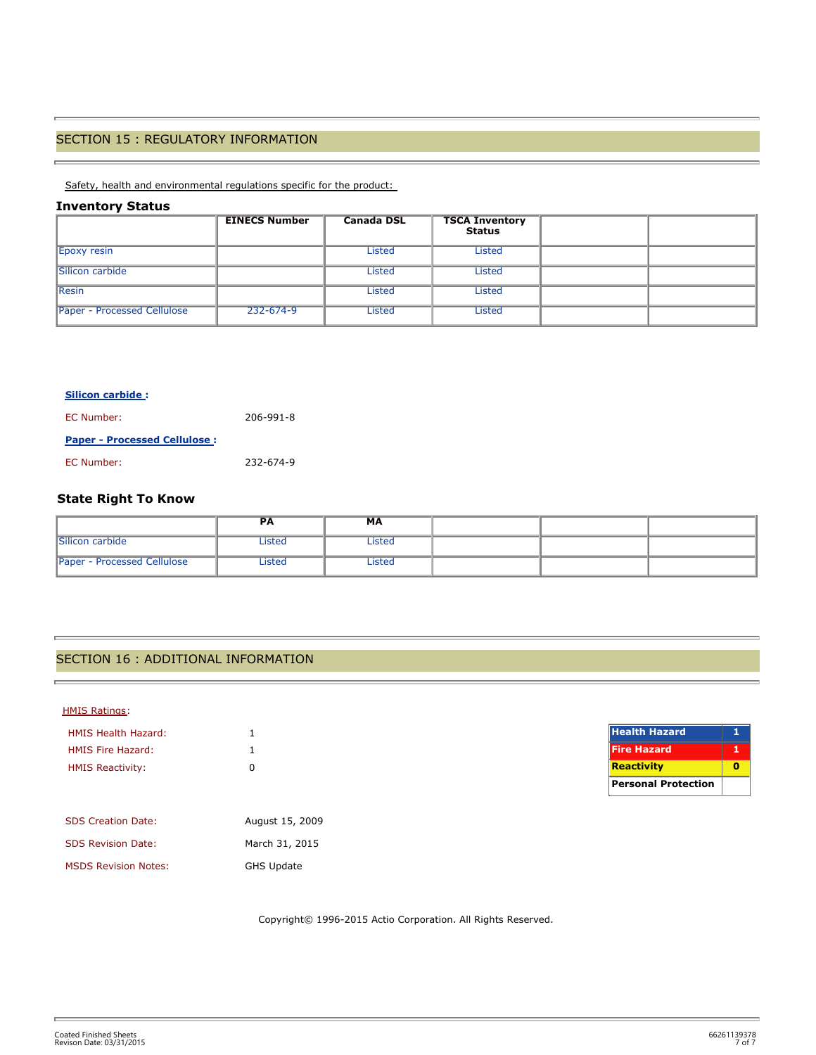## SECTION 15 : REGULATORY INFORMATION

Safety, health and environmental regulations specific for the product:

### Inventory Status

| | EINECS Number | Canada DSL | TSCA Inventory Status | | |
|---|---|---|---|---|---|
| Epoxy resin | | Listed | Listed | | |
| Silicon carbide | | Listed | Listed | | |
| Resin | | Listed | Listed | | |
| Paper - Processed Cellulose | 232-674-9 | Listed | Listed | | |

**Silicon carbide :**

EC Number: 206-991-8

**Paper - Processed Cellulose :**

EC Number: 232-674-9

### State Right To Know

| | PA | MA | | | |
|---|---|---|---|---|---|
| Silicon carbide | Listed | Listed | | | |
| Paper - Processed Cellulose | Listed | Listed | | | |

## SECTION 16 : ADDITIONAL INFORMATION

HMIS Ratings:

HMIS Health Hazard: 1
HMIS Fire Hazard: 1
HMIS Reactivity: 0

| | |
|---|---|
| Health Hazard | 1 |
| Fire Hazard | 1 |
| Reactivity | 0 |
| Personal Protection | |

SDS Creation Date: August 15, 2009

SDS Revision Date: March 31, 2015

MSDS Revision Notes: GHS Update

Copyright© 1996-2015 Actio Corporation. All Rights Reserved.